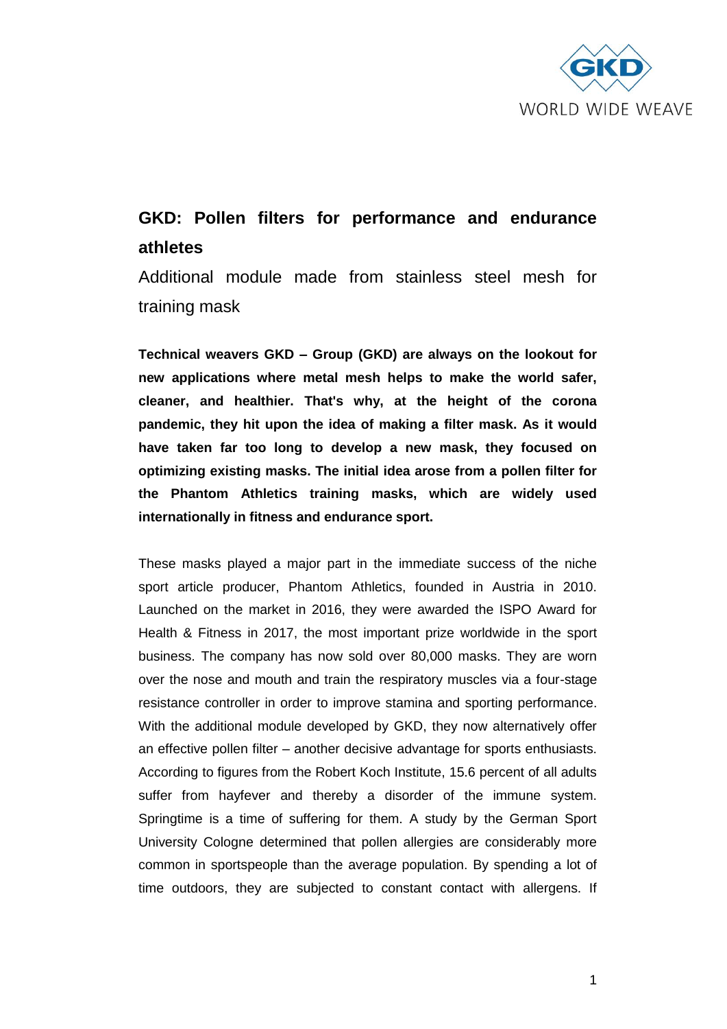# GKD: Pollen filters for performance and endurance athletes

Additional module made from stainless steel mesh for training mask

**Technical weavers GKD – Group (GKD) are always on the lookout for new applications where metal mesh helps to make the world safer, cleaner, and healthier. That's why, at the height of the corona pandemic, they hit upon the idea of making a filter mask. As it would have taken far too long to develop a new mask, they focused on optimizing existing masks. The initial idea arose from a pollen filter for the Phantom Athletics training masks, which are widely used internationally in fitness and endurance sport.**

These masks played a major part in the immediate success of the niche sport article producer, Phantom Athletics, founded in Austria in 2010. Launched on the market in 2016, they were awarded the ISPO Award for Health & Fitness in 2017, the most important prize worldwide in the sport business. The company has now sold over 80,000 masks. They are worn over the nose and mouth and train the respiratory muscles via a four-stage resistance controller in order to improve stamina and sporting performance. With the additional module developed by GKD, they now alternatively offer an effective pollen filter – another decisive advantage for sports enthusiasts. According to figures from the Robert Koch Institute, 15.6 percent of all adults suffer from hayfever and thereby a disorder of the immune system. Springtime is a time of suffering for them. A study by the German Sport University Cologne determined that pollen allergies are considerably more common in sportspeople than the average population. By spending a lot of time outdoors, they are subjected to constant contact with allergens. If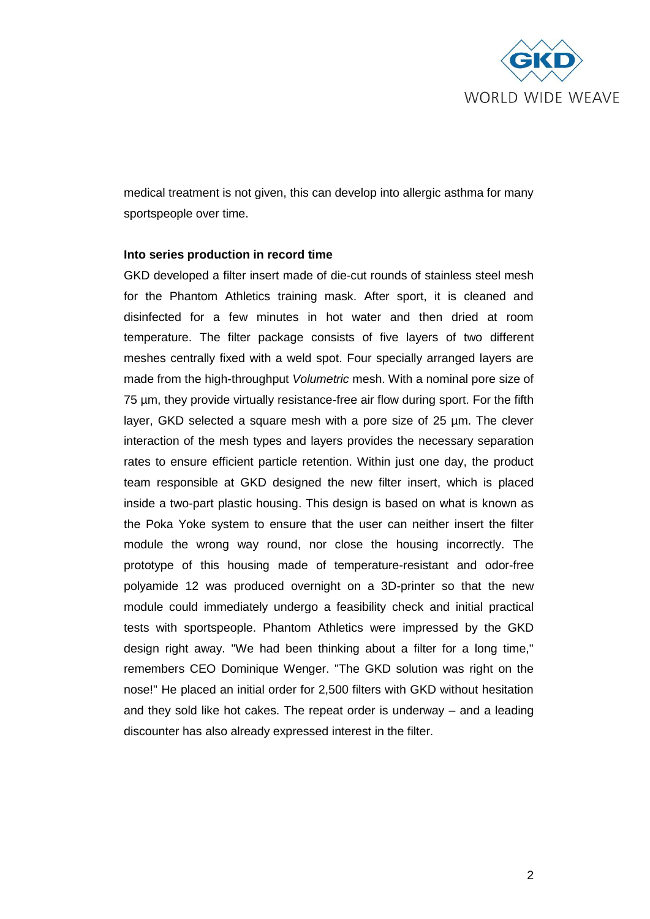medical treatment is not given, this can develop into allergic asthma for many sportspeople over time.

**Into series production in record time**

GKD developed a filter insert made of die-cut rounds of stainless steel mesh for the Phantom Athletics training mask. After sport, it is cleaned and disinfected for a few minutes in hot water and then dried at room temperature. The filter package consists of five layers of two different meshes centrally fixed with a weld spot. Four specially arranged layers are made from the high-throughput *Volumetric* mesh. With a nominal pore size of 75 µm, they provide virtually resistance-free air flow during sport. For the fifth layer, GKD selected a square mesh with a pore size of 25 µm. The clever interaction of the mesh types and layers provides the necessary separation rates to ensure efficient particle retention. Within just one day, the product team responsible at GKD designed the new filter insert, which is placed inside a two-part plastic housing. This design is based on what is known as the Poka Yoke system to ensure that the user can neither insert the filter module the wrong way round, nor close the housing incorrectly. The prototype of this housing made of temperature-resistant and odor-free polyamide 12 was produced overnight on a 3D-printer so that the new module could immediately undergo a feasibility check and initial practical tests with sportspeople. Phantom Athletics were impressed by the GKD design right away. "We had been thinking about a filter for a long time," remembers CEO Dominique Wenger. "The GKD solution was right on the nose!" He placed an initial order for 2,500 filters with GKD without hesitation and they sold like hot cakes. The repeat order is underway – and a leading discounter has also already expressed interest in the filter.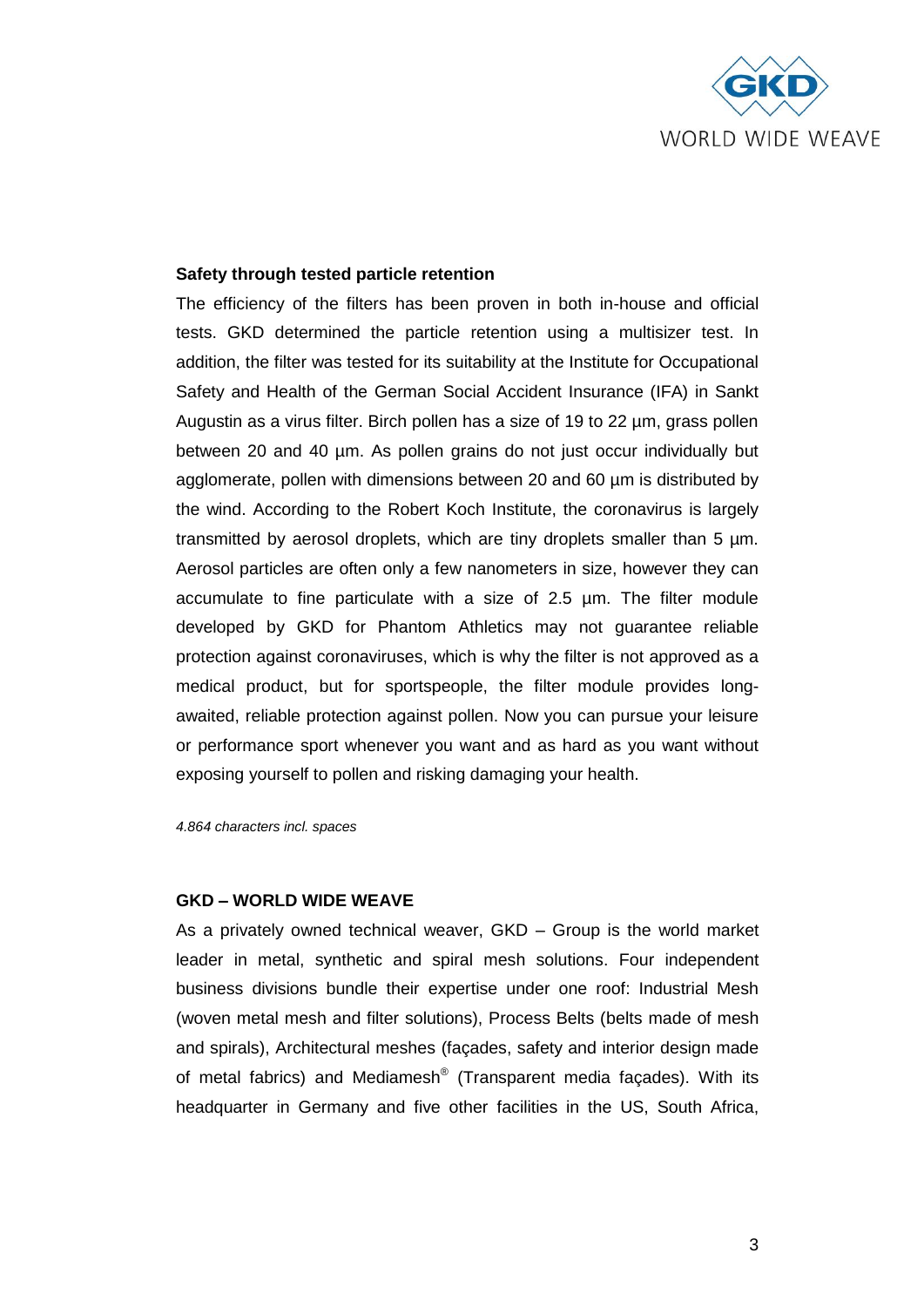**Safety through tested particle retention**

The efficiency of the filters has been proven in both in-house and official tests. GKD determined the particle retention using a multisizer test. In addition, the filter was tested for its suitability at the Institute for Occupational Safety and Health of the German Social Accident Insurance (IFA) in Sankt Augustin as a virus filter. Birch pollen has a size of 19 to 22 µm, grass pollen between 20 and 40 µm. As pollen grains do not just occur individually but agglomerate, pollen with dimensions between 20 and 60 µm is distributed by the wind. According to the Robert Koch Institute, the coronavirus is largely transmitted by aerosol droplets, which are tiny droplets smaller than 5 µm. Aerosol particles are often only a few nanometers in size, however they can accumulate to fine particulate with a size of 2.5 µm. The filter module developed by GKD for Phantom Athletics may not guarantee reliable protection against coronaviruses, which is why the filter is not approved as a medical product, but for sportspeople, the filter module provides long-awaited, reliable protection against pollen. Now you can pursue your leisure or performance sport whenever you want and as hard as you want without exposing yourself to pollen and risking damaging your health.

*4.864 characters incl. spaces*

**GKD – WORLD WIDE WEAVE**

As a privately owned technical weaver, GKD – Group is the world market leader in metal, synthetic and spiral mesh solutions. Four independent business divisions bundle their expertise under one roof: Industrial Mesh (woven metal mesh and filter solutions), Process Belts (belts made of mesh and spirals), Architectural meshes (façades, safety and interior design made of metal fabrics) and Mediamesh® (Transparent media façades). With its headquarter in Germany and five other facilities in the US, South Africa,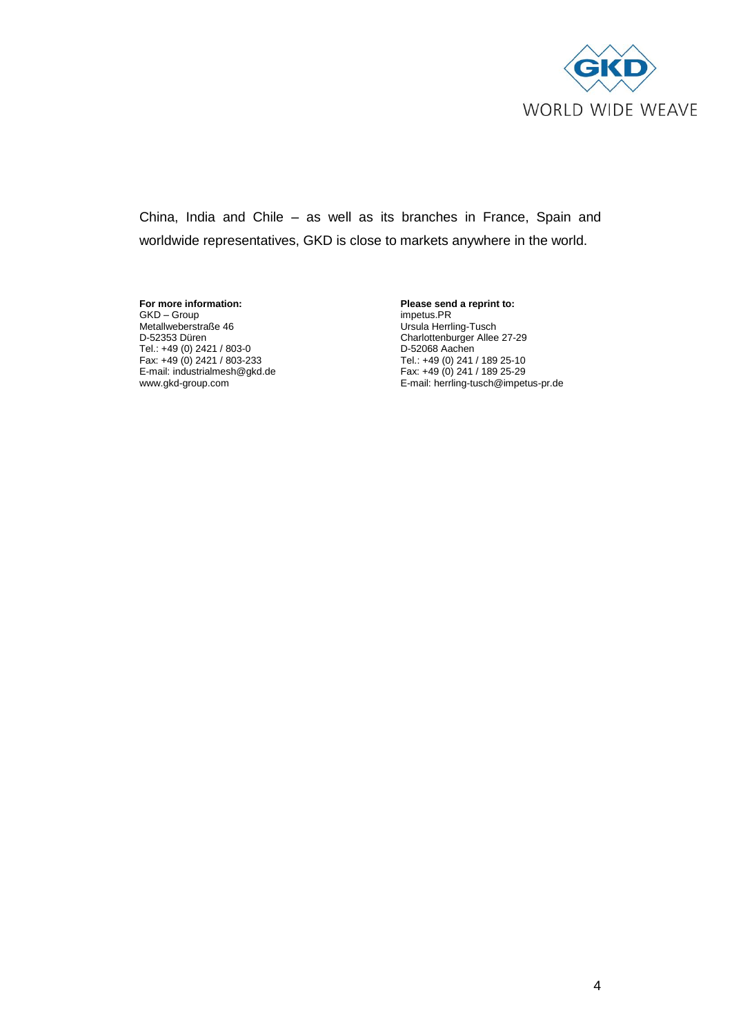China, India and Chile – as well as its branches in France, Spain and worldwide representatives, GKD is close to markets anywhere in the world.

**For more information:**
GKD – Group
Metallweberstraße 46
D-52353 Düren
Tel.: +49 (0) 2421 / 803-0
Fax: +49 (0) 2421 / 803-233
E-mail: industrialmesh@gkd.de
www.gkd-group.com

**Please send a reprint to:**
impetus.PR
Ursula Herrling-Tusch
Charlottenburger Allee 27-29
D-52068 Aachen
Tel.: +49 (0) 241 / 189 25-10
Fax: +49 (0) 241 / 189 25-29
E-mail: herrling-tusch@impetus-pr.de